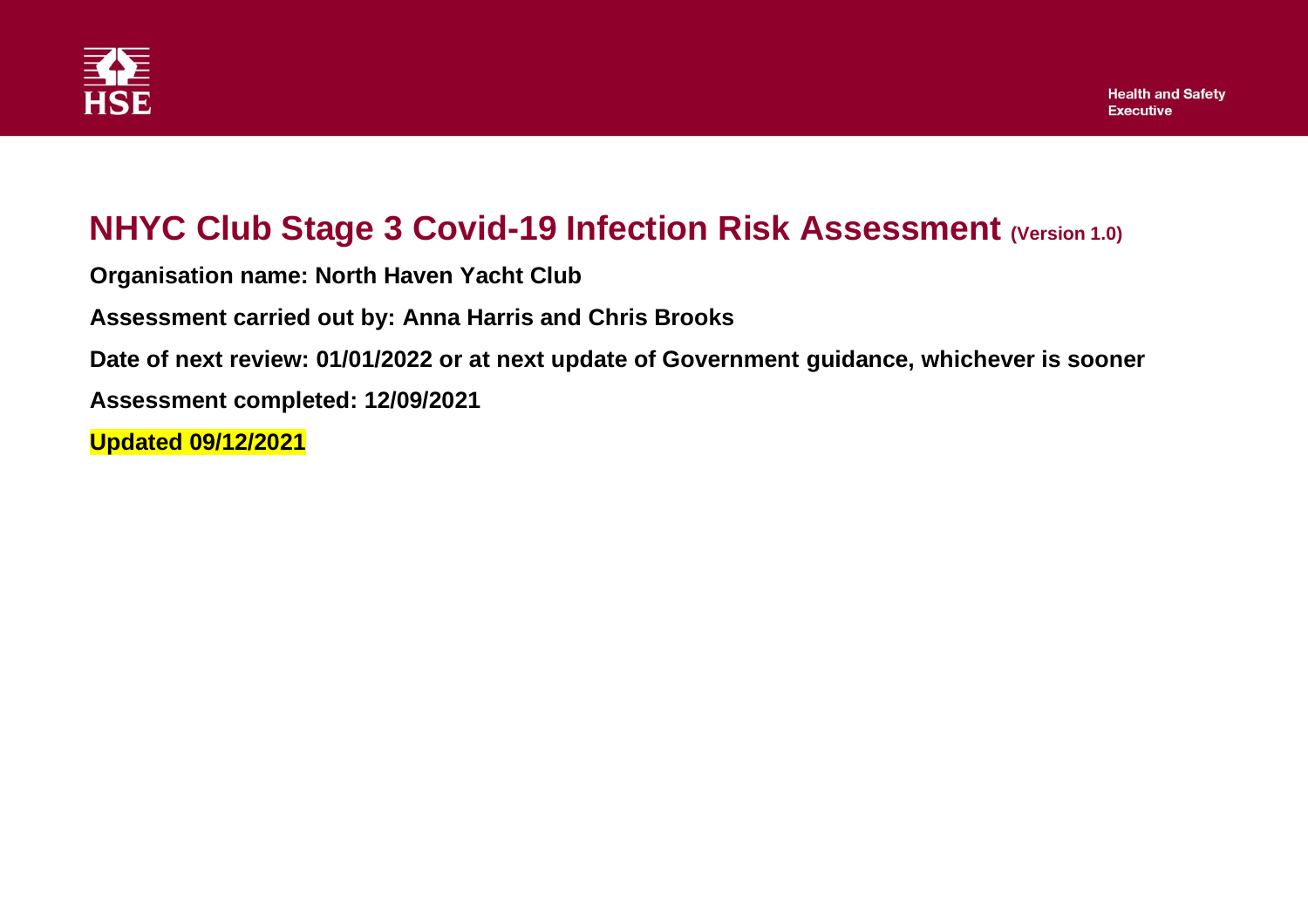# NHYC Club Stage 3 Covid-19 Infection Risk Assessment (Version 1.0)

**Organisation name: North Haven Yacht Club**

**Assessment carried out by: Anna Harris and Chris Brooks**

**Date of next review: 01/01/2022 or at next update of Government guidance, whichever is sooner**

**Assessment completed: 12/09/2021**

**Updated 09/12/2021**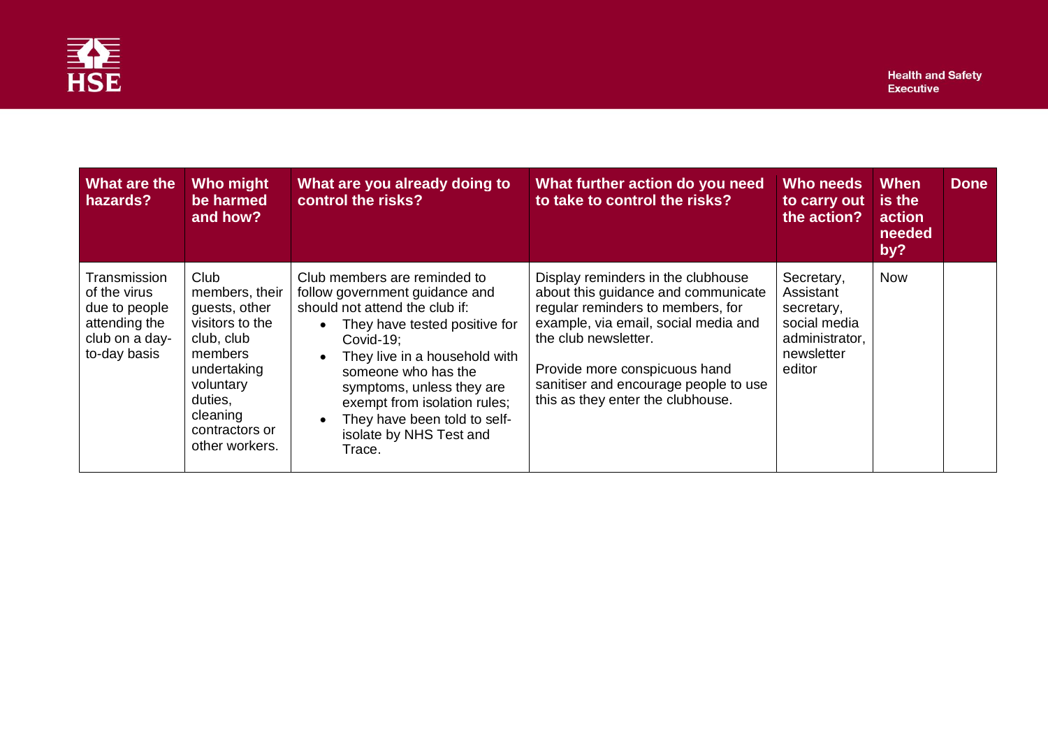| What are the hazards? | Who might be harmed and how? | What are you already doing to control the risks? | What further action do you need to take to control the risks? | Who needs to carry out the action? | When is the action needed by? | Done |
|---|---|---|---|---|---|---|
| Transmission of the virus due to people attending the club on a day-to-day basis | Club members, their guests, other visitors to the club, club members undertaking voluntary duties, cleaning contractors or other workers. | Club members are reminded to follow government guidance and should not attend the club if: <br>• They have tested positive for Covid-19; <br>• They live in a household with someone who has the symptoms, unless they are exempt from isolation rules; <br>• They have been told to self-isolate by NHS Test and Trace. | Display reminders in the clubhouse about this guidance and communicate regular reminders to members, for example, via email, social media and the club newsletter. <br><br>Provide more conspicuous hand sanitiser and encourage people to use this as they enter the clubhouse. | Secretary, Assistant secretary, social media administrator, newsletter editor | Now | |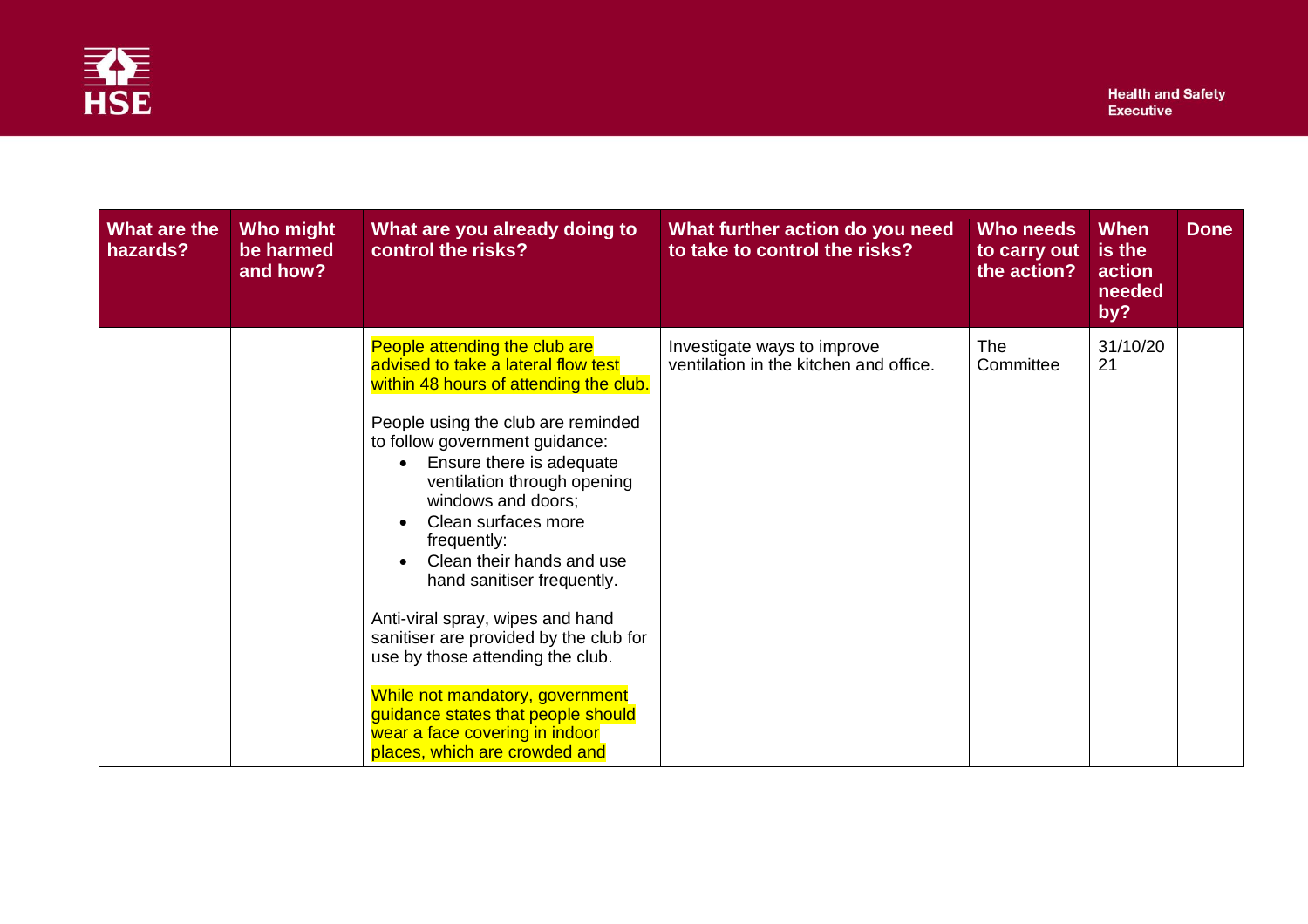| What are the hazards? | Who might be harmed and how? | What are you already doing to control the risks? | What further action do you need to take to control the risks? | Who needs to carry out the action? | When is the action needed by? | Done |
|---|---|---|---|---|---|---|
| | | People attending the club are advised to take a lateral flow test within 48 hours of attending the club.<br><br>People using the club are reminded to follow government guidance:<br>• Ensure there is adequate ventilation through opening windows and doors;<br>• Clean surfaces more frequently:<br>• Clean their hands and use hand sanitiser frequently.<br><br>Anti-viral spray, wipes and hand sanitiser are provided by the club for use by those attending the club.<br><br>While not mandatory, government guidance states that people should wear a face covering in indoor places, which are crowded and | Investigate ways to improve ventilation in the kitchen and office. | The Committee | 31/10/2021 | |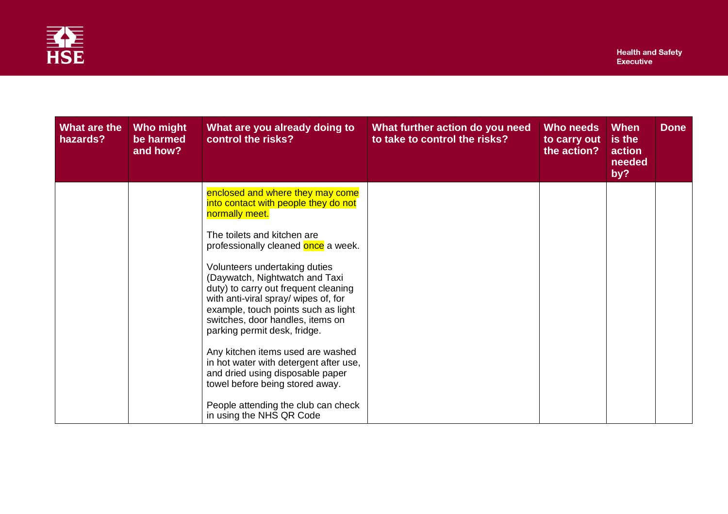| What are the hazards? | Who might be harmed and how? | What are you already doing to control the risks? | What further action do you need to take to control the risks? | Who needs to carry out the action? | When is the action needed by? | Done |
| --- | --- | --- | --- | --- | --- | --- |
| | | enclosed and where they may come into contact with people they do not normally meet.<br><br>The toilets and kitchen are professionally cleaned once a week.<br><br>Volunteers undertaking duties (Daywatch, Nightwatch and Taxi duty) to carry out frequent cleaning with anti-viral spray/ wipes of, for example, touch points such as light switches, door handles, items on parking permit desk, fridge.<br><br>Any kitchen items used are washed in hot water with detergent after use, and dried using disposable paper towel before being stored away.<br><br>People attending the club can check in using the NHS QR Code | | | | |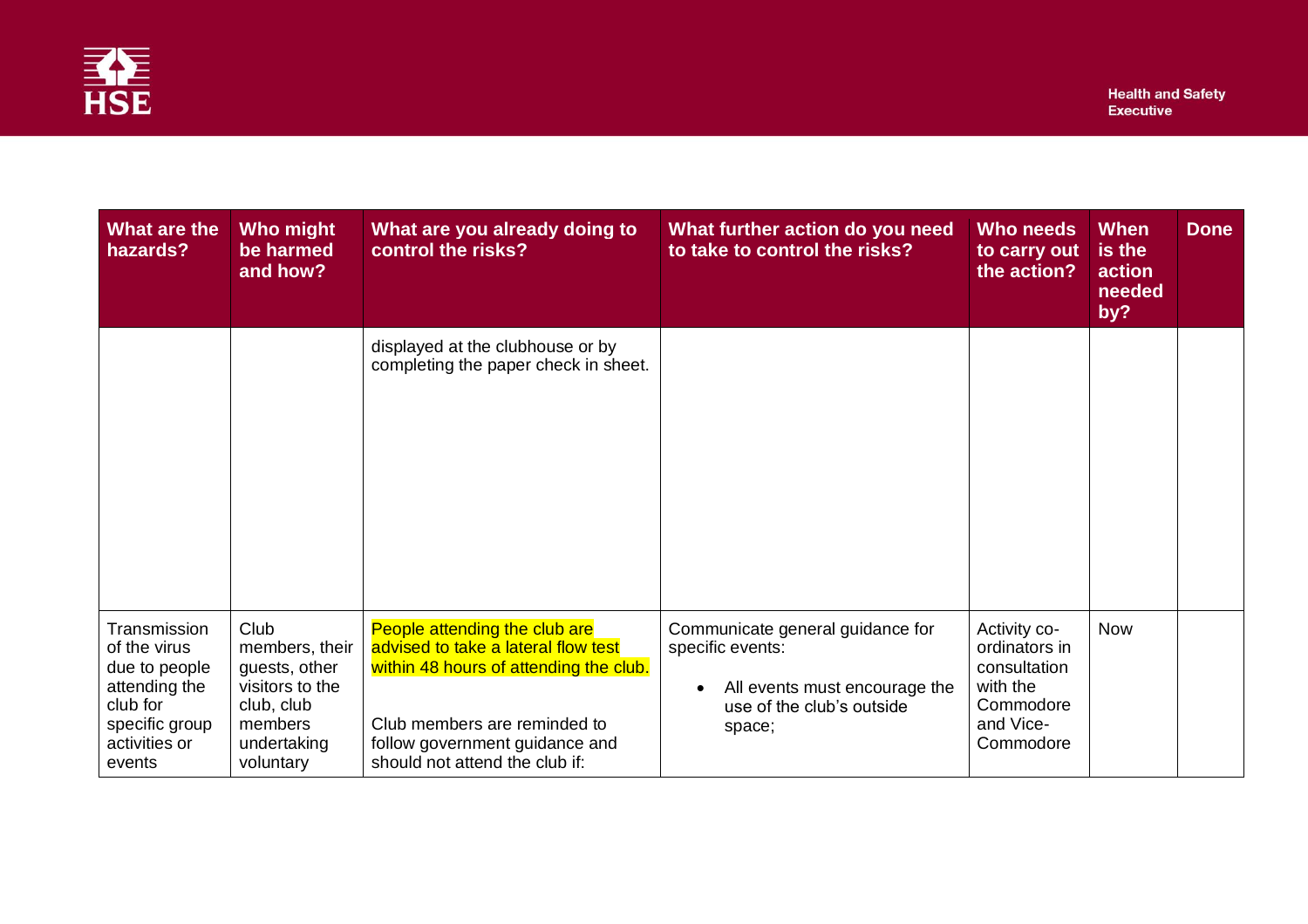| What are the hazards? | Who might be harmed and how? | What are you already doing to control the risks? | What further action do you need to take to control the risks? | Who needs to carry out the action? | When is the action needed by? | Done |
|---|---|---|---|---|---|---|
| | | displayed at the clubhouse or by completing the paper check in sheet. | | | | |
| Transmission of the virus due to people attending the club for specific group activities or events | Club members, their guests, other visitors to the club, club members undertaking voluntary | People attending the club are advised to take a lateral flow test within 48 hours of attending the club.<br><br>Club members are reminded to follow government guidance and should not attend the club if: | Communicate general guidance for specific events:<br><br>• All events must encourage the use of the club's outside space; | Activity co-ordinators in consultation with the Commodore and Vice-Commodore | Now | |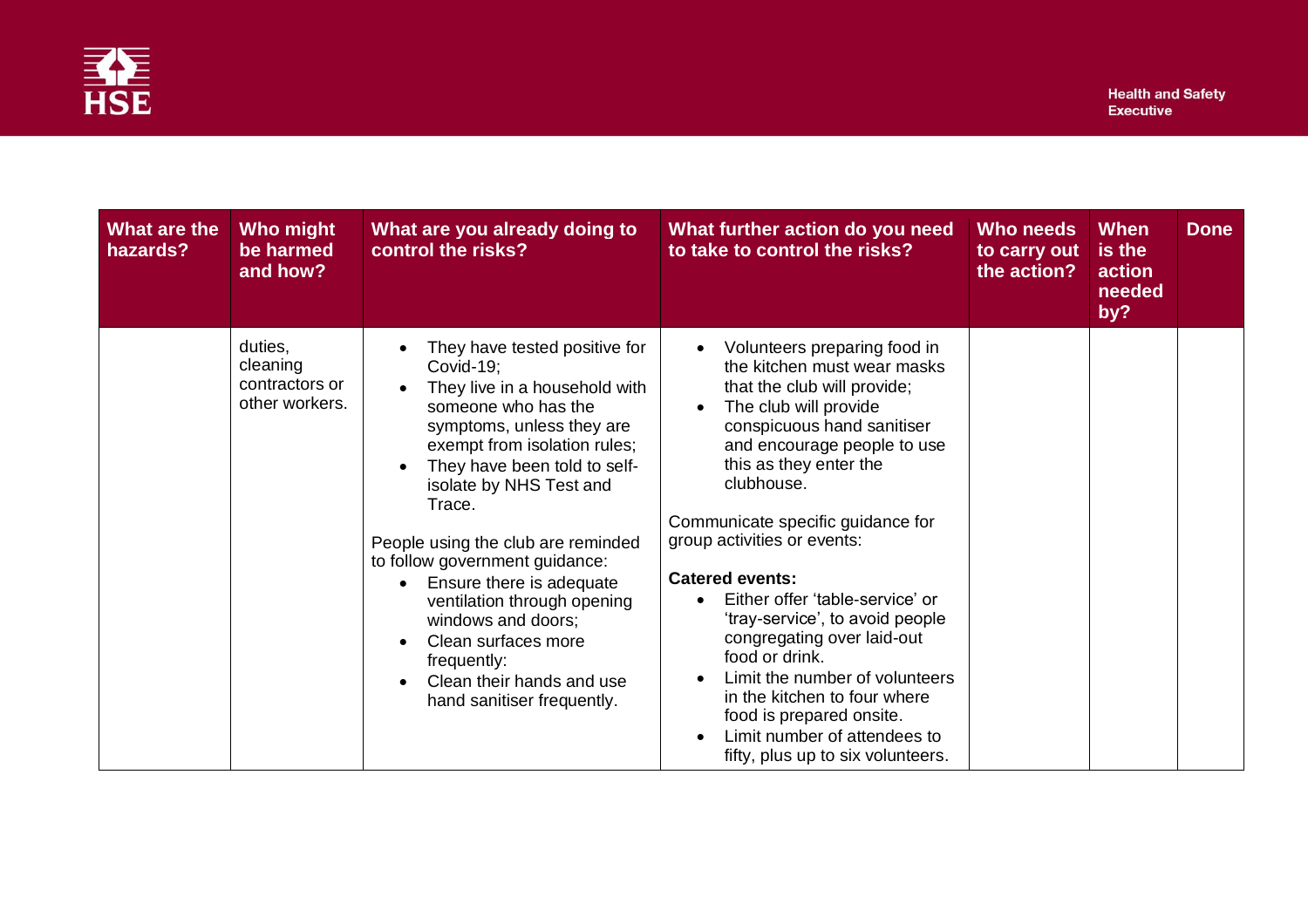| What are the hazards? | Who might be harmed and how? | What are you already doing to control the risks? | What further action do you need to take to control the risks? | Who needs to carry out the action? | When is the action needed by? | Done |
|---|---|---|---|---|---|---|
| | duties, cleaning contractors or other workers. | • They have tested positive for Covid-19;<br>• They live in a household with someone who has the symptoms, unless they are exempt from isolation rules;<br>• They have been told to self-isolate by NHS Test and Trace.<br><br>People using the club are reminded to follow government guidance:<br>• Ensure there is adequate ventilation through opening windows and doors;<br>• Clean surfaces more frequently:<br>• Clean their hands and use hand sanitiser frequently. | • Volunteers preparing food in the kitchen must wear masks that the club will provide;<br>• The club will provide conspicuous hand sanitiser and encourage people to use this as they enter the clubhouse.<br><br>Communicate specific guidance for group activities or events:<br><br>**Catered events:**<br>• Either offer 'table-service' or 'tray-service', to avoid people congregating over laid-out food or drink.<br>• Limit the number of volunteers in the kitchen to four where food is prepared onsite.<br>• Limit number of attendees to fifty, plus up to six volunteers. | | | |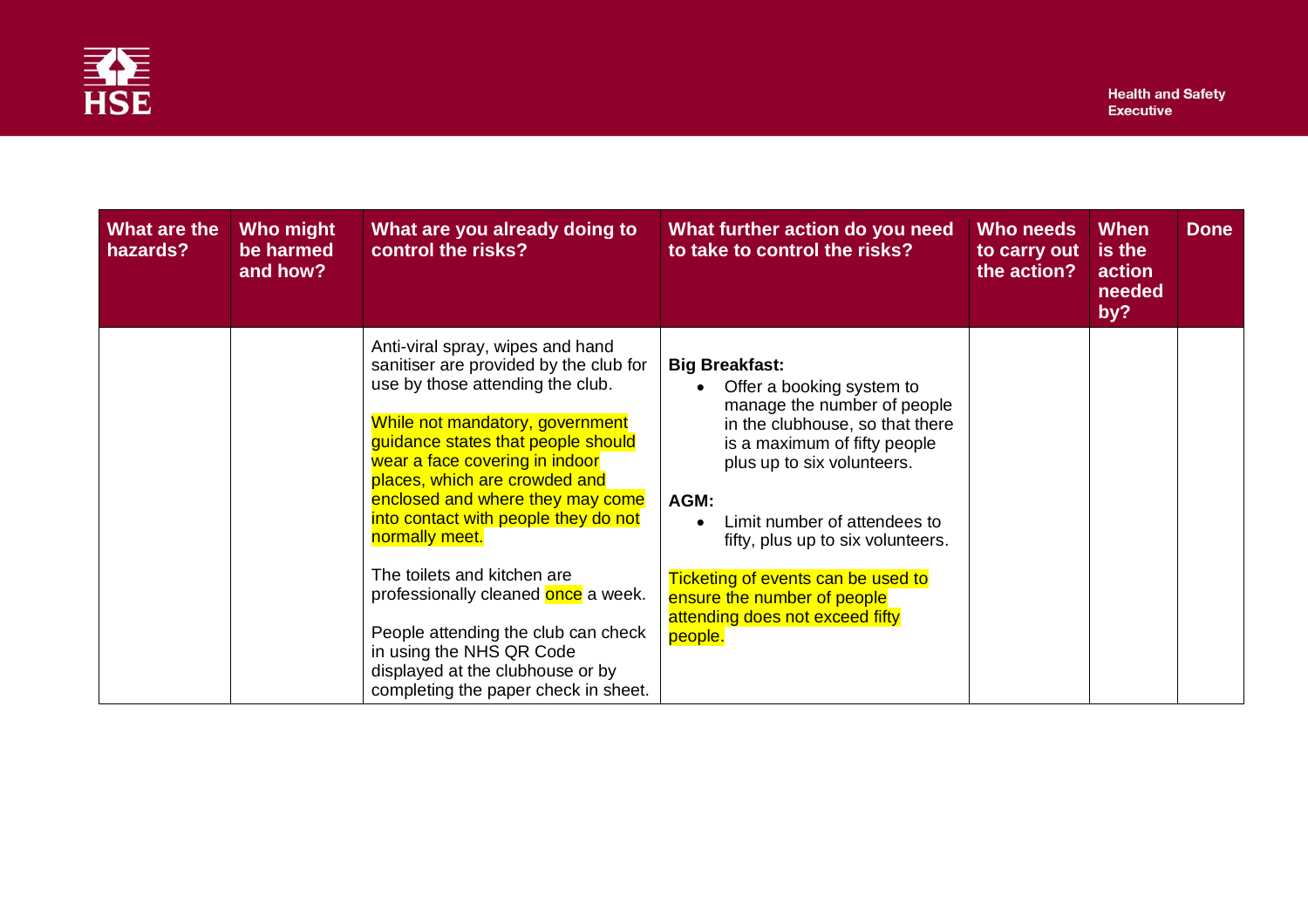| What are the hazards? | Who might be harmed and how? | What are you already doing to control the risks? | What further action do you need to take to control the risks? | Who needs to carry out the action? | When is the action needed by? | Done |
|---|---|---|---|---|---|---|
| | | Anti-viral spray, wipes and hand sanitiser are provided by the club for use by those attending the club.<br><br>While not mandatory, government guidance states that people should wear a face covering in indoor places, which are crowded and enclosed and where they may come into contact with people they do not normally meet.<br><br>The toilets and kitchen are professionally cleaned once a week.<br><br>People attending the club can check in using the NHS QR Code displayed at the clubhouse or by completing the paper check in sheet. | **Big Breakfast:**<br>• Offer a booking system to manage the number of people in the clubhouse, so that there is a maximum of fifty people plus up to six volunteers.<br><br>**AGM:**<br>• Limit number of attendees to fifty, plus up to six volunteers.<br><br>Ticketing of events can be used to ensure the number of people attending does not exceed fifty people. | | | |